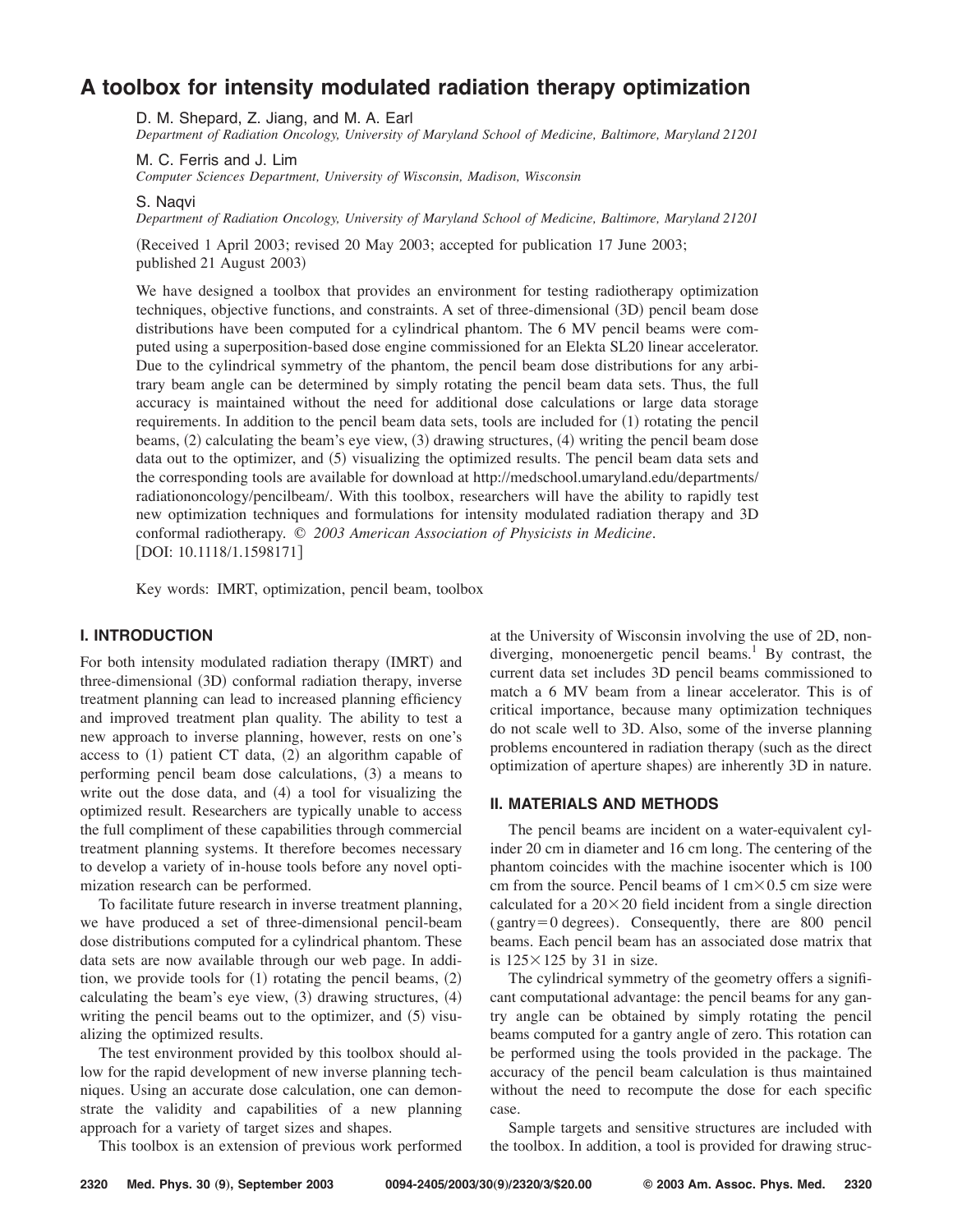# A toolbox for intensity modulated radiation therapy optimization

D. M. Shepard, Z. Jiang, and M. A. Earl
*Department of Radiation Oncology, University of Maryland School of Medicine, Baltimore, Maryland 21201*

M. C. Ferris and J. Lim
*Computer Sciences Department, University of Wisconsin, Madison, Wisconsin*

S. Naqvi
*Department of Radiation Oncology, University of Maryland School of Medicine, Baltimore, Maryland 21201*

(Received 1 April 2003; revised 20 May 2003; accepted for publication 17 June 2003; published 21 August 2003)

We have designed a toolbox that provides an environment for testing radiotherapy optimization techniques, objective functions, and constraints. A set of three-dimensional (3D) pencil beam dose distributions have been computed for a cylindrical phantom. The 6 MV pencil beams were computed using a superposition-based dose engine commissioned for an Elekta SL20 linear accelerator. Due to the cylindrical symmetry of the phantom, the pencil beam dose distributions for any arbitrary beam angle can be determined by simply rotating the pencil beam data sets. Thus, the full accuracy is maintained without the need for additional dose calculations or large data storage requirements. In addition to the pencil beam data sets, tools are included for (1) rotating the pencil beams, (2) calculating the beam's eye view, (3) drawing structures, (4) writing the pencil beam dose data out to the optimizer, and (5) visualizing the optimized results. The pencil beam data sets and the corresponding tools are available for download at http://medschool.umaryland.edu/departments/radiationoncology/pencilbeam/. With this toolbox, researchers will have the ability to rapidly test new optimization techniques and formulations for intensity modulated radiation therapy and 3D conformal radiotherapy. © *2003 American Association of Physicists in Medicine*. [DOI: 10.1118/1.1598171]

Key words: IMRT, optimization, pencil beam, toolbox

## I. INTRODUCTION

For both intensity modulated radiation therapy (IMRT) and three-dimensional (3D) conformal radiation therapy, inverse treatment planning can lead to increased planning efficiency and improved treatment plan quality. The ability to test a new approach to inverse planning, however, rests on one's access to (1) patient CT data, (2) an algorithm capable of performing pencil beam dose calculations, (3) a means to write out the dose data, and (4) a tool for visualizing the optimized result. Researchers are typically unable to access the full compliment of these capabilities through commercial treatment planning systems. It therefore becomes necessary to develop a variety of in-house tools before any novel optimization research can be performed.

To facilitate future research in inverse treatment planning, we have produced a set of three-dimensional pencil-beam dose distributions computed for a cylindrical phantom. These data sets are now available through our web page. In addition, we provide tools for (1) rotating the pencil beams, (2) calculating the beam's eye view, (3) drawing structures, (4) writing the pencil beams out to the optimizer, and (5) visualizing the optimized results.

The test environment provided by this toolbox should allow for the rapid development of new inverse planning techniques. Using an accurate dose calculation, one can demonstrate the validity and capabilities of a new planning approach for a variety of target sizes and shapes.

This toolbox is an extension of previous work performed at the University of Wisconsin involving the use of 2D, nondiverging, monoenergetic pencil beams.[1] By contrast, the current data set includes 3D pencil beams commissioned to match a 6 MV beam from a linear accelerator. This is of critical importance, because many optimization techniques do not scale well to 3D. Also, some of the inverse planning problems encountered in radiation therapy (such as the direct optimization of aperture shapes) are inherently 3D in nature.

## II. MATERIALS AND METHODS

The pencil beams are incident on a water-equivalent cylinder 20 cm in diameter and 16 cm long. The centering of the phantom coincides with the machine isocenter which is 100 cm from the source. Pencil beams of 1 cm$\times$0.5 cm size were calculated for a 20$\times$20 field incident from a single direction (gantry=0 degrees). Consequently, there are 800 pencil beams. Each pencil beam has an associated dose matrix that is 125$\times$125 by 31 in size.

The cylindrical symmetry of the geometry offers a significant computational advantage: the pencil beams for any gantry angle can be obtained by simply rotating the pencil beams computed for a gantry angle of zero. This rotation can be performed using the tools provided in the package. The accuracy of the pencil beam calculation is thus maintained without the need to recompute the dose for each specific case.

Sample targets and sensitive structures are included with the toolbox. In addition, a tool is provided for drawing struc-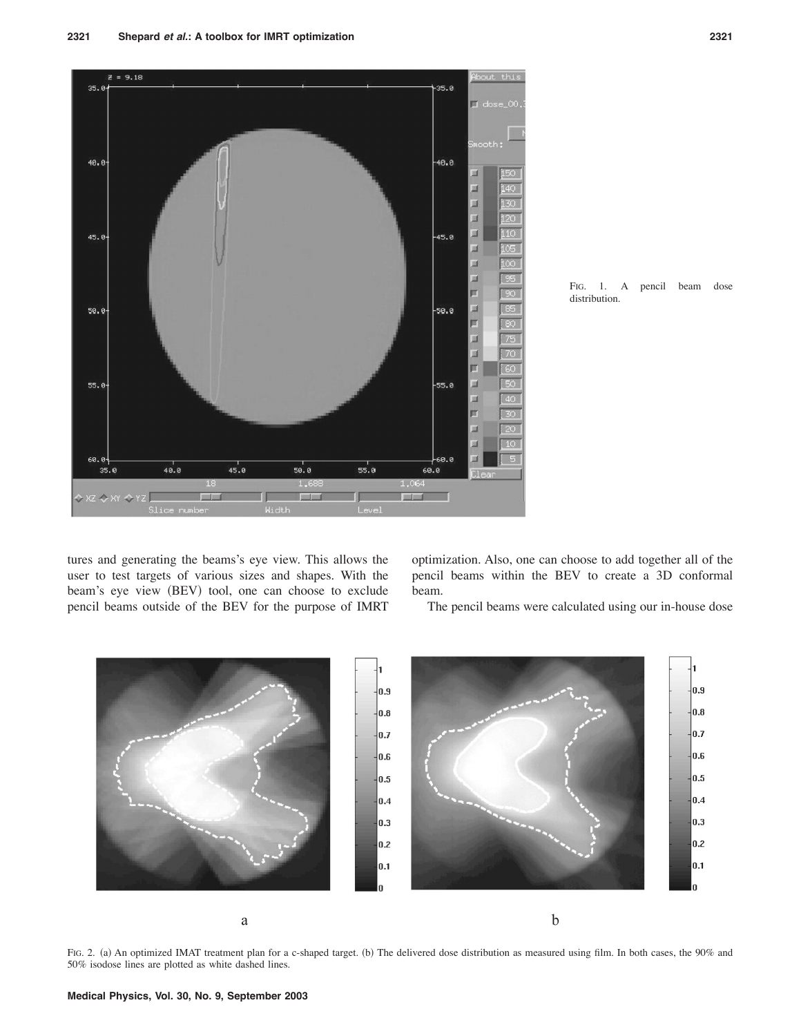FIG. 1. A pencil beam dose distribution.

tures and generating the beams's eye view. This allows the user to test targets of various sizes and shapes. With the beam's eye view (BEV) tool, one can choose to exclude pencil beams outside of the BEV for the purpose of IMRT optimization. Also, one can choose to add together all of the pencil beams within the BEV to create a 3D conformal beam.

The pencil beams were calculated using our in-house dose

FIG. 2. (a) An optimized IMAT treatment plan for a c-shaped target. (b) The delivered dose distribution as measured using film. In both cases, the 90% and 50% isodose lines are plotted as white dashed lines.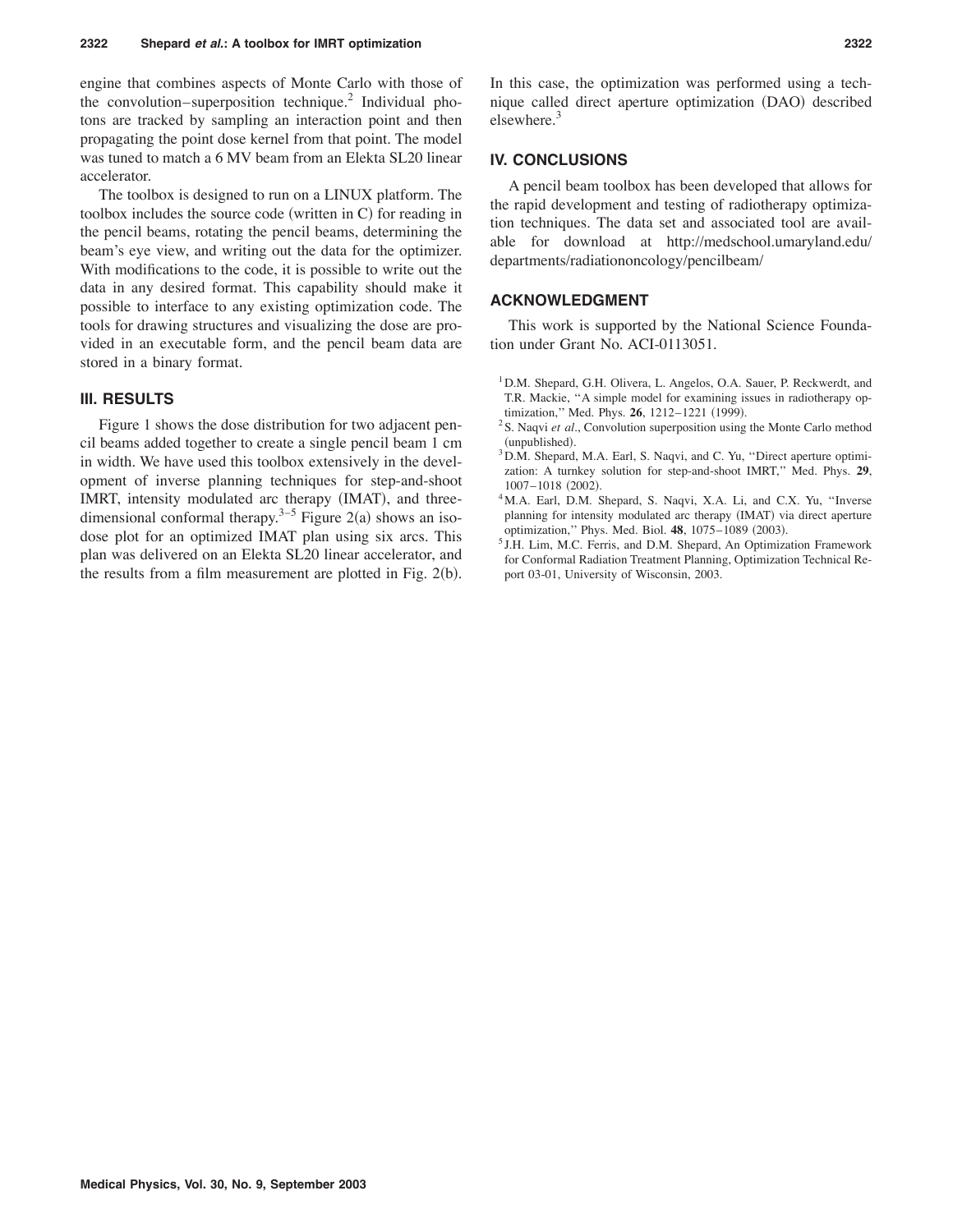engine that combines aspects of Monte Carlo with those of the convolution–superposition technique.[2] Individual photons are tracked by sampling an interaction point and then propagating the point dose kernel from that point. The model was tuned to match a 6 MV beam from an Elekta SL20 linear accelerator.

The toolbox is designed to run on a LINUX platform. The toolbox includes the source code (written in C) for reading in the pencil beams, rotating the pencil beams, determining the beam's eye view, and writing out the data for the optimizer. With modifications to the code, it is possible to write out the data in any desired format. This capability should make it possible to interface to any existing optimization code. The tools for drawing structures and visualizing the dose are provided in an executable form, and the pencil beam data are stored in a binary format.

## III. RESULTS

Figure 1 shows the dose distribution for two adjacent pencil beams added together to create a single pencil beam 1 cm in width. We have used this toolbox extensively in the development of inverse planning techniques for step-and-shoot IMRT, intensity modulated arc therapy (IMAT), and three-dimensional conformal therapy.[3–5] Figure 2(a) shows an isodose plot for an optimized IMAT plan using six arcs. This plan was delivered on an Elekta SL20 linear accelerator, and the results from a film measurement are plotted in Fig. 2(b). In this case, the optimization was performed using a technique called direct aperture optimization (DAO) described elsewhere.[3]

## IV. CONCLUSIONS

A pencil beam toolbox has been developed that allows for the rapid development and testing of radiotherapy optimization techniques. The data set and associated tool are available for download at http://medschool.umaryland.edu/departments/radiationoncology/pencilbeam/

## ACKNOWLEDGMENT

This work is supported by the National Science Foundation under Grant No. ACI-0113051.

[1] D.M. Shepard, G.H. Olivera, L. Angelos, O.A. Sauer, P. Reckwerdt, and T.R. Mackie, "A simple model for examining issues in radiotherapy optimization," Med. Phys. **26**, 1212–1221 (1999).

[2] S. Naqvi *et al.*, Convolution superposition using the Monte Carlo method (unpublished).

[3] D.M. Shepard, M.A. Earl, S. Naqvi, and C. Yu, "Direct aperture optimization: A turnkey solution for step-and-shoot IMRT," Med. Phys. **29**, 1007–1018 (2002).

[4] M.A. Earl, D.M. Shepard, S. Naqvi, X.A. Li, and C.X. Yu, "Inverse planning for intensity modulated arc therapy (IMAT) via direct aperture optimization," Phys. Med. Biol. **48**, 1075–1089 (2003).

[5] J.H. Lim, M.C. Ferris, and D.M. Shepard, An Optimization Framework for Conformal Radiation Treatment Planning, Optimization Technical Report 03-01, University of Wisconsin, 2003.